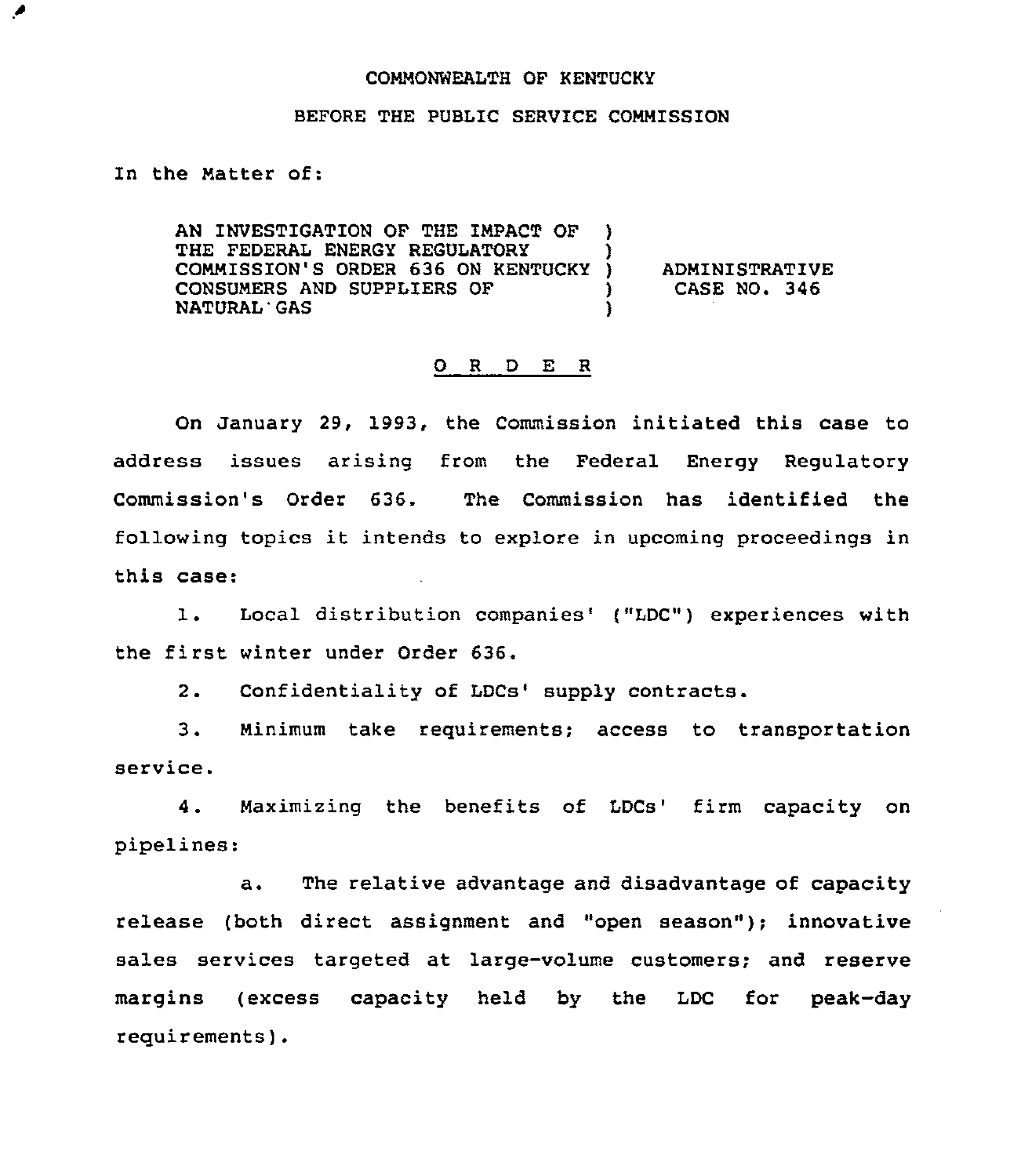COMMONWEALTH OF KENTUCKY

BEFORE THE PUBLIC SERVICE COMMISSION

In the Matter of:

| | | |
|---|---|---|
| AN INVESTIGATION OF THE IMPACT OF THE FEDERAL ENERGY REGULATORY COMMISSION'S ORDER 636 ON KENTUCKY CONSUMERS AND SUPPLIERS OF NATURAL GAS | ) ) ) ) ) | ADMINISTRATIVE CASE NO. 346 |

## O R D E R

On January 29, 1993, the Commission initiated this case to address issues arising from the Federal Energy Regulatory Commission's Order 636. The Commission has identified the following topics it intends to explore in upcoming proceedings in this case:

1. Local distribution companies' ("LDC") experiences with the first winter under Order 636.

2. Confidentiality of LDCs' supply contracts.

3. Minimum take requirements; access to transportation service.

4. Maximizing the benefits of LDCs' firm capacity on pipelines:

   a. The relative advantage and disadvantage of capacity release (both direct assignment and "open season"); innovative sales services targeted at large-volume customers; and reserve margins (excess capacity held by the LDC for peak-day requirements).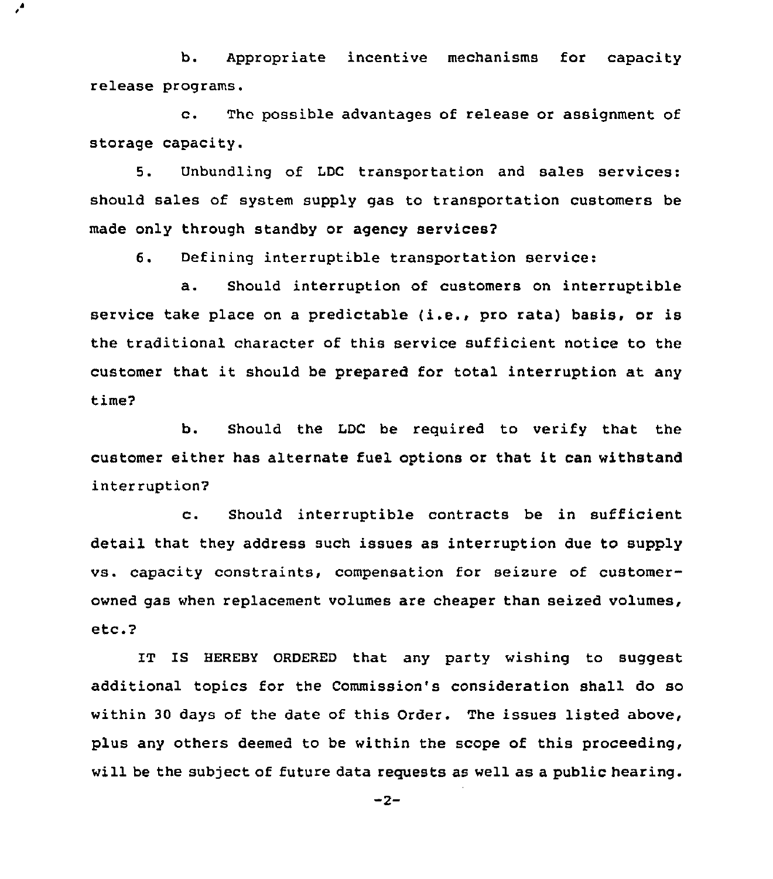b. Appropriate incentive mechanisms for capacity release programs.

c. The possible advantages of release or assignment of storage capacity.

5. Unbundling of LDC transportation and sales services: should sales of system supply gas to transportation customers be made only through standby or agency services?

6. Defining interruptible transportation service:

a. Should interruption of customers on interruptible service take place on a predictable (i.e., pro rata) basis, or is the traditional character of this service sufficient notice to the customer that it should be prepared for total interruption at any time?

b. Should the LDC be required to verify that the customer either has alternate fuel options or that it can withstand interruption?

c. Should interruptible contracts be in sufficient detail that they address such issues as interruption due to supply vs. capacity constraints, compensation for seizure of customer-owned gas when replacement volumes are cheaper than seized volumes, etc.?

IT IS HEREBY ORDERED that any party wishing to suggest additional topics for the Commission's consideration shall do so within 30 days of the date of this Order. The issues listed above, plus any others deemed to be within the scope of this proceeding, will be the subject of future data requests as well as a public hearing.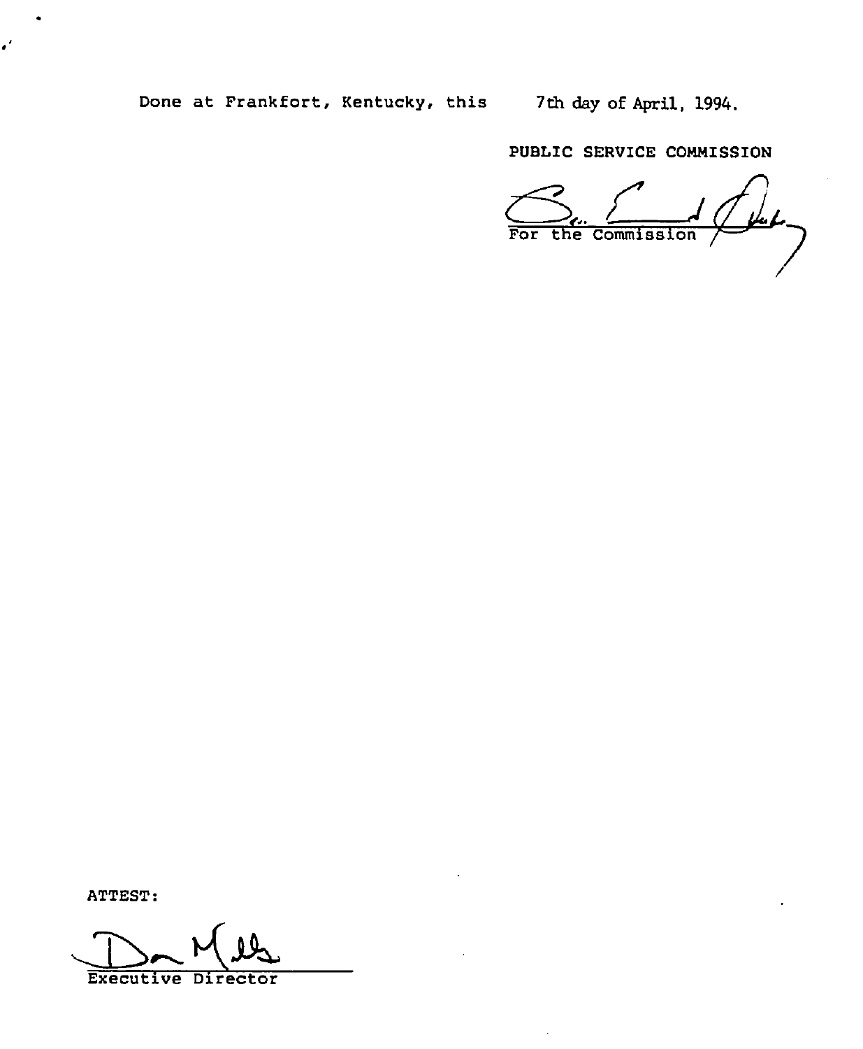Done at Frankfort, Kentucky, this 7th day of April, 1994.

PUBLIC SERVICE COMMISSION

For the Commission

ATTEST:

Executive Director